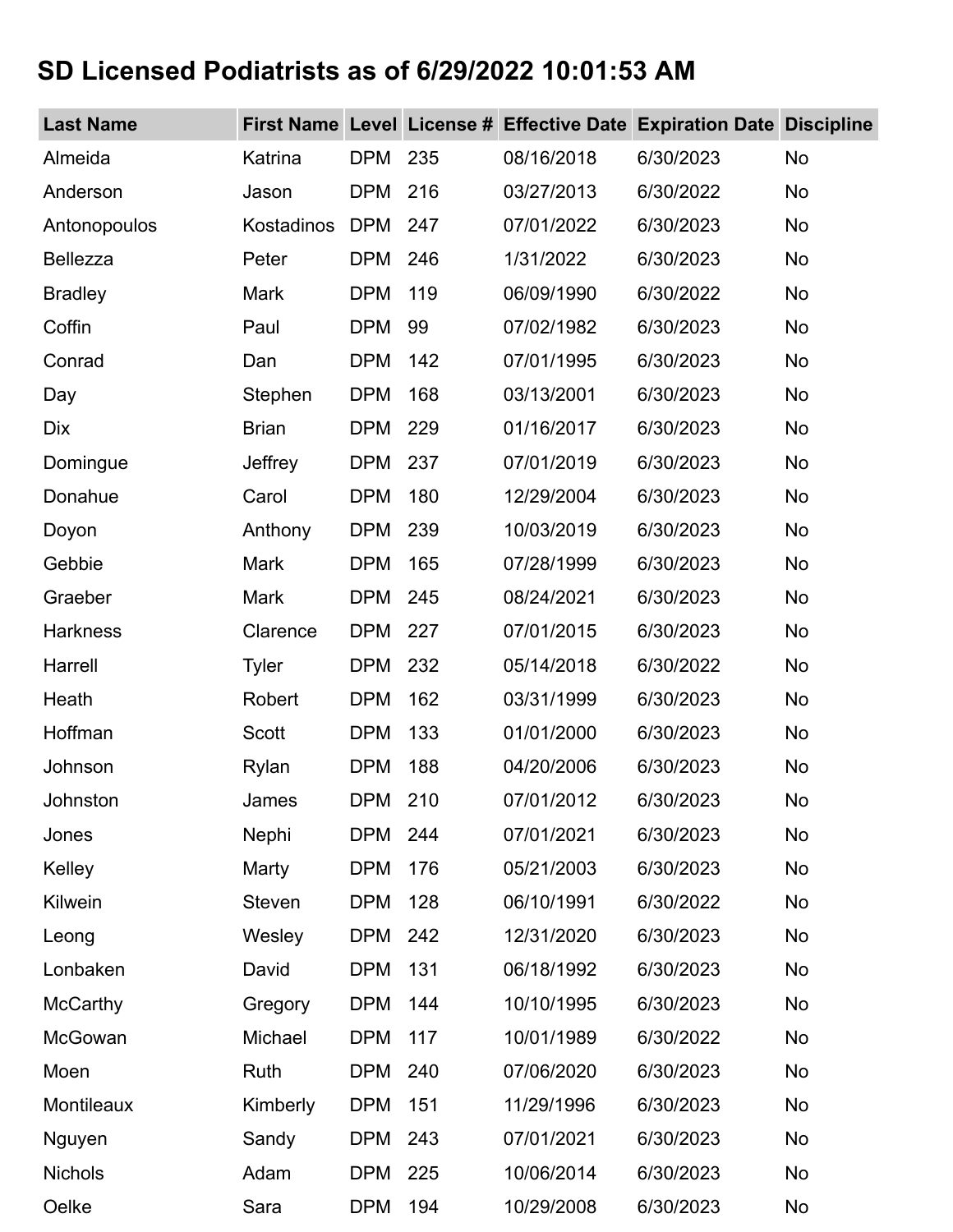# SD Licensed Podiatrists as of 6/29/2022 10:01:53 AM

| Last Name | First Name | Level | License # | Effective Date | Expiration Date | Discipline |
|---|---|---|---|---|---|---|
| Almeida | Katrina | DPM | 235 | 08/16/2018 | 6/30/2023 | No |
| Anderson | Jason | DPM | 216 | 03/27/2013 | 6/30/2022 | No |
| Antonopoulos | Kostadinos | DPM | 247 | 07/01/2022 | 6/30/2023 | No |
| Bellezza | Peter | DPM | 246 | 1/31/2022 | 6/30/2023 | No |
| Bradley | Mark | DPM | 119 | 06/09/1990 | 6/30/2022 | No |
| Coffin | Paul | DPM | 99 | 07/02/1982 | 6/30/2023 | No |
| Conrad | Dan | DPM | 142 | 07/01/1995 | 6/30/2023 | No |
| Day | Stephen | DPM | 168 | 03/13/2001 | 6/30/2023 | No |
| Dix | Brian | DPM | 229 | 01/16/2017 | 6/30/2023 | No |
| Domingue | Jeffrey | DPM | 237 | 07/01/2019 | 6/30/2023 | No |
| Donahue | Carol | DPM | 180 | 12/29/2004 | 6/30/2023 | No |
| Doyon | Anthony | DPM | 239 | 10/03/2019 | 6/30/2023 | No |
| Gebbie | Mark | DPM | 165 | 07/28/1999 | 6/30/2023 | No |
| Graeber | Mark | DPM | 245 | 08/24/2021 | 6/30/2023 | No |
| Harkness | Clarence | DPM | 227 | 07/01/2015 | 6/30/2023 | No |
| Harrell | Tyler | DPM | 232 | 05/14/2018 | 6/30/2022 | No |
| Heath | Robert | DPM | 162 | 03/31/1999 | 6/30/2023 | No |
| Hoffman | Scott | DPM | 133 | 01/01/2000 | 6/30/2023 | No |
| Johnson | Rylan | DPM | 188 | 04/20/2006 | 6/30/2023 | No |
| Johnston | James | DPM | 210 | 07/01/2012 | 6/30/2023 | No |
| Jones | Nephi | DPM | 244 | 07/01/2021 | 6/30/2023 | No |
| Kelley | Marty | DPM | 176 | 05/21/2003 | 6/30/2023 | No |
| Kilwein | Steven | DPM | 128 | 06/10/1991 | 6/30/2022 | No |
| Leong | Wesley | DPM | 242 | 12/31/2020 | 6/30/2023 | No |
| Lonbaken | David | DPM | 131 | 06/18/1992 | 6/30/2023 | No |
| McCarthy | Gregory | DPM | 144 | 10/10/1995 | 6/30/2023 | No |
| McGowan | Michael | DPM | 117 | 10/01/1989 | 6/30/2022 | No |
| Moen | Ruth | DPM | 240 | 07/06/2020 | 6/30/2023 | No |
| Montileaux | Kimberly | DPM | 151 | 11/29/1996 | 6/30/2023 | No |
| Nguyen | Sandy | DPM | 243 | 07/01/2021 | 6/30/2023 | No |
| Nichols | Adam | DPM | 225 | 10/06/2014 | 6/30/2023 | No |
| Oelke | Sara | DPM | 194 | 10/29/2008 | 6/30/2023 | No |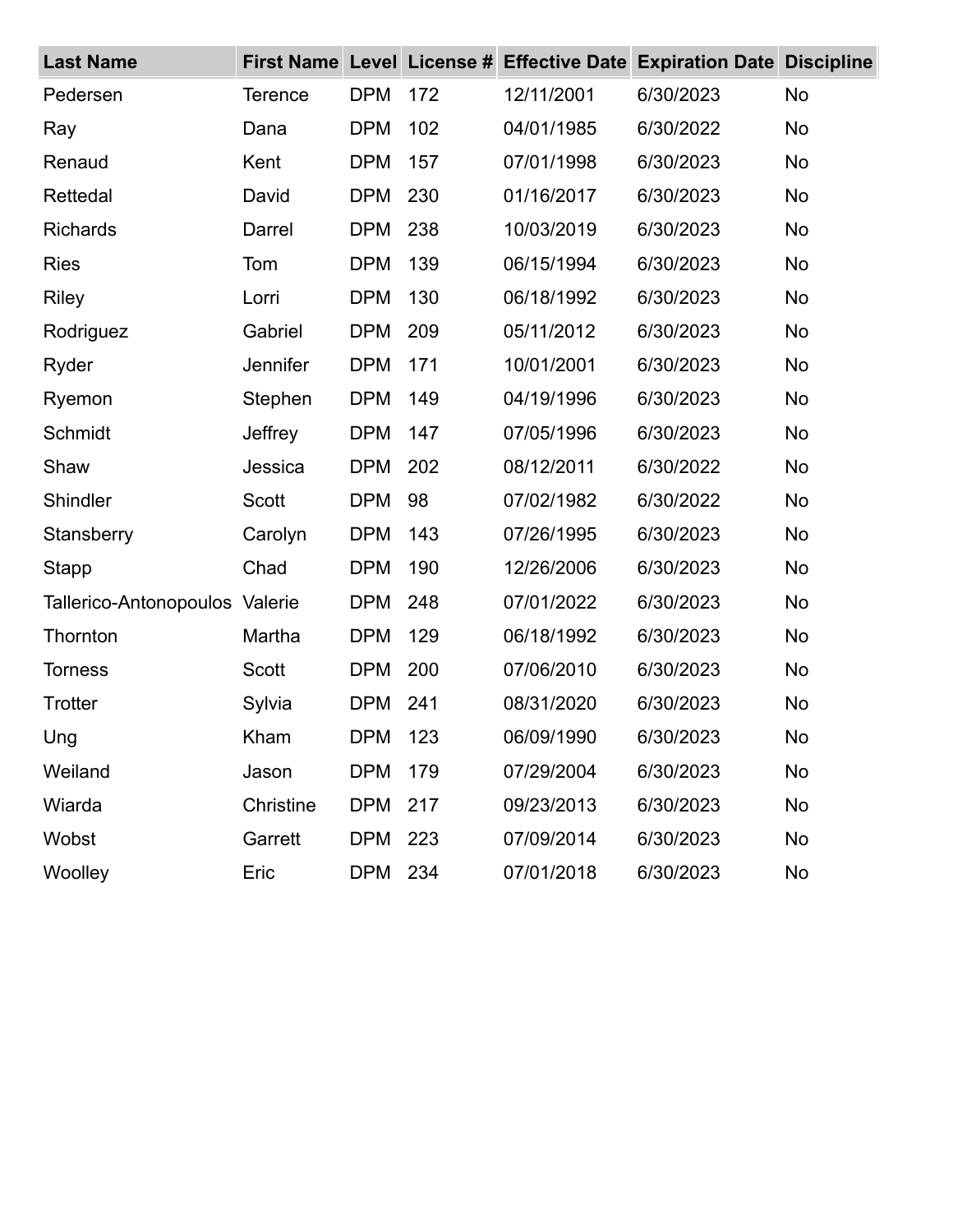| Last Name | First Name | Level | License # | Effective Date | Expiration Date | Discipline |
|---|---|---|---|---|---|---|
| Pedersen | Terence | DPM | 172 | 12/11/2001 | 6/30/2023 | No |
| Ray | Dana | DPM | 102 | 04/01/1985 | 6/30/2022 | No |
| Renaud | Kent | DPM | 157 | 07/01/1998 | 6/30/2023 | No |
| Rettedal | David | DPM | 230 | 01/16/2017 | 6/30/2023 | No |
| Richards | Darrel | DPM | 238 | 10/03/2019 | 6/30/2023 | No |
| Ries | Tom | DPM | 139 | 06/15/1994 | 6/30/2023 | No |
| Riley | Lorri | DPM | 130 | 06/18/1992 | 6/30/2023 | No |
| Rodriguez | Gabriel | DPM | 209 | 05/11/2012 | 6/30/2023 | No |
| Ryder | Jennifer | DPM | 171 | 10/01/2001 | 6/30/2023 | No |
| Ryemon | Stephen | DPM | 149 | 04/19/1996 | 6/30/2023 | No |
| Schmidt | Jeffrey | DPM | 147 | 07/05/1996 | 6/30/2023 | No |
| Shaw | Jessica | DPM | 202 | 08/12/2011 | 6/30/2022 | No |
| Shindler | Scott | DPM | 98 | 07/02/1982 | 6/30/2022 | No |
| Stansberry | Carolyn | DPM | 143 | 07/26/1995 | 6/30/2023 | No |
| Stapp | Chad | DPM | 190 | 12/26/2006 | 6/30/2023 | No |
| Tallerico-Antonopoulos | Valerie | DPM | 248 | 07/01/2022 | 6/30/2023 | No |
| Thornton | Martha | DPM | 129 | 06/18/1992 | 6/30/2023 | No |
| Torness | Scott | DPM | 200 | 07/06/2010 | 6/30/2023 | No |
| Trotter | Sylvia | DPM | 241 | 08/31/2020 | 6/30/2023 | No |
| Ung | Kham | DPM | 123 | 06/09/1990 | 6/30/2023 | No |
| Weiland | Jason | DPM | 179 | 07/29/2004 | 6/30/2023 | No |
| Wiarda | Christine | DPM | 217 | 09/23/2013 | 6/30/2023 | No |
| Wobst | Garrett | DPM | 223 | 07/09/2014 | 6/30/2023 | No |
| Woolley | Eric | DPM | 234 | 07/01/2018 | 6/30/2023 | No |